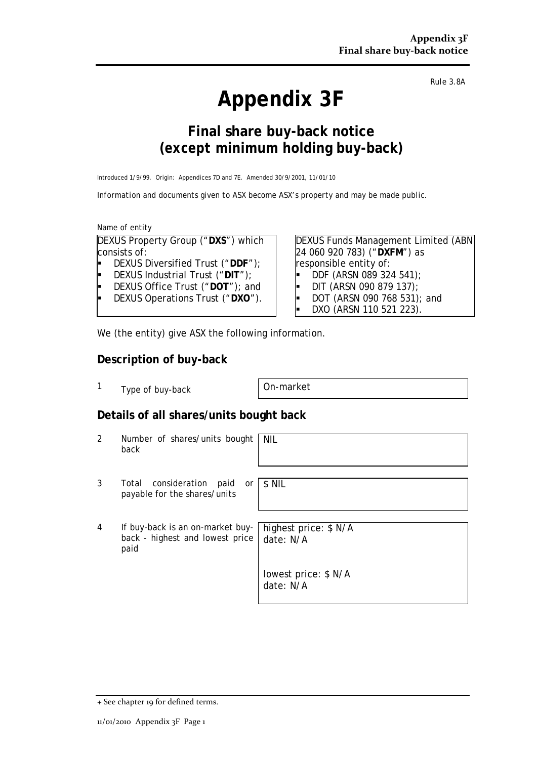*Rule 3.8A*

# Appendix 3F

## Final share buy-back notice (except minimum holding buy-back)

Introduced 1/9/99. Origin: Appendices 7D and 7E. Amended 30/9/2001, 11/01/10

*Information and documents given to ASX become ASX's property and may be made public.*

Name of entity

| | |
|---|---|
| DEXUS Property Group ("**DXS**") which consists of:<br>▪ DEXUS Diversified Trust ("**DDF**");<br>▪ DEXUS Industrial Trust ("**DIT**");<br>▪ DEXUS Office Trust ("**DOT**"); and<br>▪ DEXUS Operations Trust ("**DXO**"). | DEXUS Funds Management Limited (ABN 24 060 920 783) ("**DXFM**") as responsible entity of:<br>▪ DDF (ARSN 089 324 541);<br>▪ DIT (ARSN 090 879 137);<br>▪ DOT (ARSN 090 768 531); and<br>▪ DXO (ARSN 110 521 223). |

We (the entity) give ASX the following information.

### Description of buy-back

| | | |
|---|---|---|
| 1 | Type of buy-back | On-market |

### Details of all shares/units bought back

| | | |
|---|---|---|
| 2 | Number of shares/units bought back | NIL |
| 3 | Total consideration paid or payable for the shares/units | $ NIL |
| 4 | If buy-back is an on-market buy-back - highest and lowest price paid | highest price: $ N/A<br>date: N/A<br><br>lowest price: $ N/A<br>date: N/A |

+ See chapter 19 for defined terms.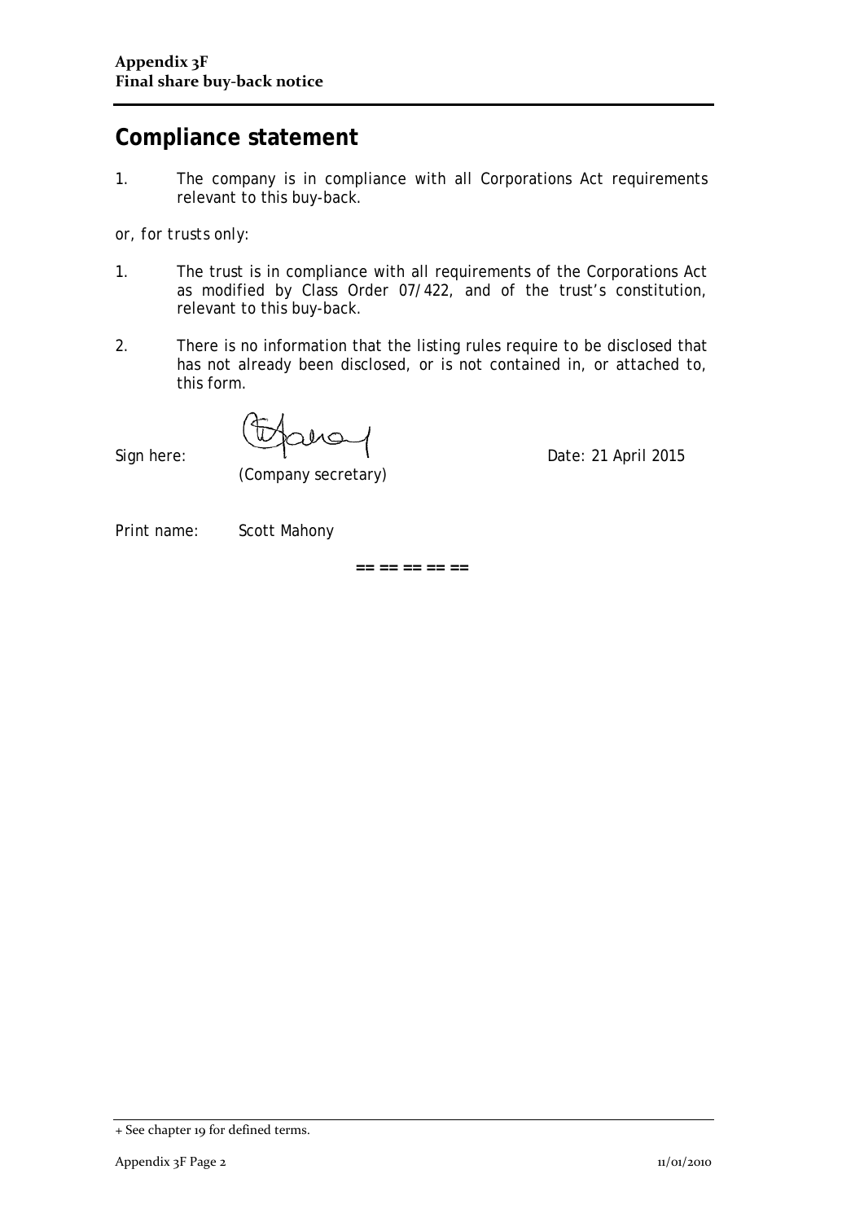## Compliance statement

1. The company is in compliance with all Corporations Act requirements relevant to this buy-back.

*or, for trusts only:*

1. The trust is in compliance with all requirements of the Corporations Act as modified by Class Order 07/422, and of the trust's constitution, relevant to this buy-back.

2. There is no information that the listing rules require to be disclosed that has not already been disclosed, or is not contained in, or attached to, this form.

Sign here: (Company secretary) Date: 21 April 2015

Print name: Scott Mahony

== == == == ==

+ See chapter 19 for defined terms.